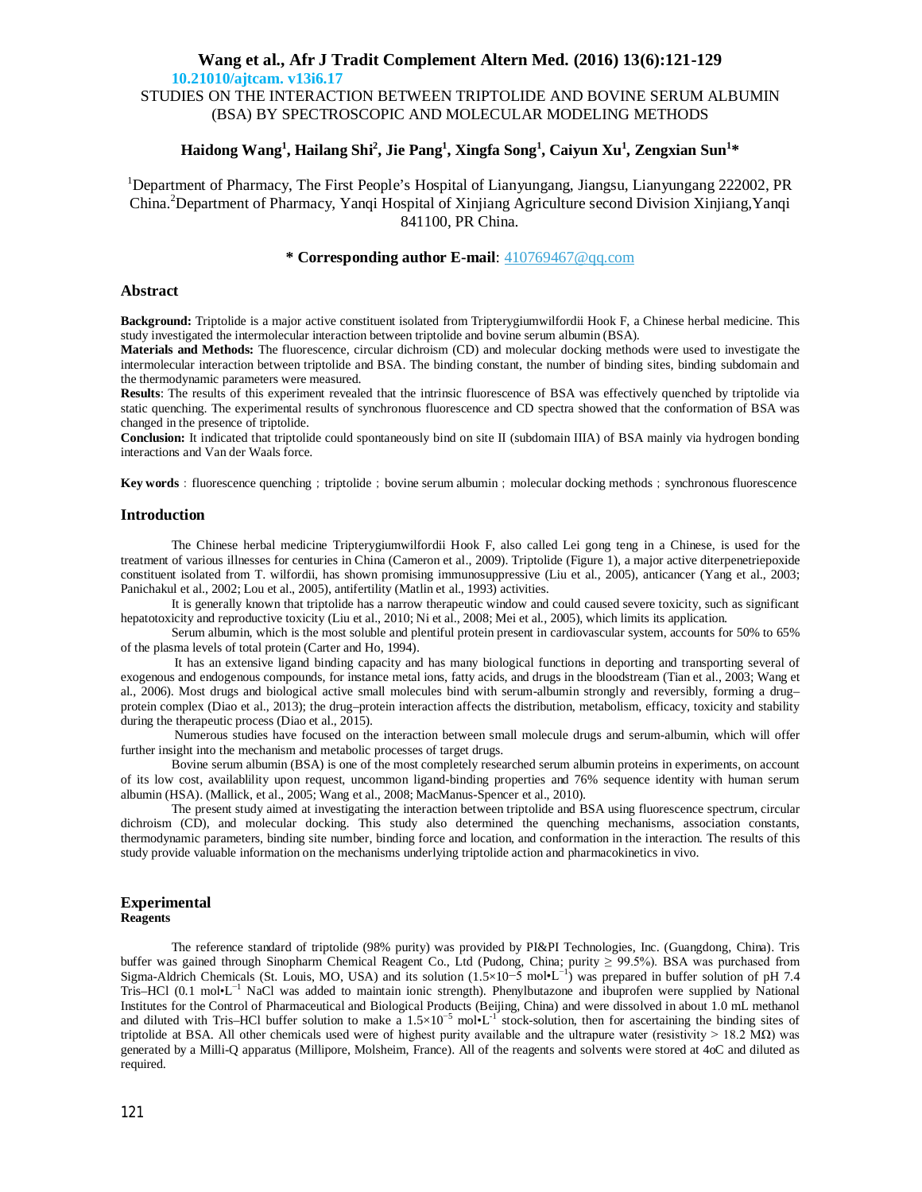10.21010/ajtcam. v13i6.17

# STUDIES ON THE INTERACTION BETWEEN TRIPTOLIDE AND BOVINE SERUM ALBUMIN (BSA) BY SPECTROSCOPIC AND MOLECULAR MODELING METHODS

**Haidong Wang[1], Hailang Shi[2], Jie Pang[1], Xingfa Song[1], Caiyun Xu[1], Zengxian Sun[1]***

[1]Department of Pharmacy, The First People's Hospital of Lianyungang, Jiangsu, Lianyungang 222002, PR China.[2]Department of Pharmacy, Yanqi Hospital of Xinjiang Agriculture second Division Xinjiang,Yanqi 841100, PR China.

**\* Corresponding author E-mail**: 410769467@qq.com

## Abstract

**Background:** Triptolide is a major active constituent isolated from Tripterygiumwilfordii Hook F, a Chinese herbal medicine. This study investigated the intermolecular interaction between triptolide and bovine serum albumin (BSA).

**Materials and Methods:** The fluorescence, circular dichroism (CD) and molecular docking methods were used to investigate the intermolecular interaction between triptolide and BSA. The binding constant, the number of binding sites, binding subdomain and the thermodynamic parameters were measured.

**Results**: The results of this experiment revealed that the intrinsic fluorescence of BSA was effectively quenched by triptolide via static quenching. The experimental results of synchronous fluorescence and CD spectra showed that the conformation of BSA was changed in the presence of triptolide.

**Conclusion:** It indicated that triptolide could spontaneously bind on site II (subdomain IIIA) of BSA mainly via hydrogen bonding interactions and Van der Waals force.

**Key words**：fluorescence quenching；triptolide；bovine serum albumin；molecular docking methods；synchronous fluorescence

## Introduction

The Chinese herbal medicine Tripterygiumwilfordii Hook F, also called Lei gong teng in a Chinese, is used for the treatment of various illnesses for centuries in China (Cameron et al., 2009). Triptolide (Figure 1), a major active diterpenetriepoxide constituent isolated from T. wilfordii, has shown promising immunosuppressive (Liu et al., 2005), anticancer (Yang et al., 2003; Panichakul et al., 2002; Lou et al., 2005), antifertility (Matlin et al., 1993) activities.

It is generally known that triptolide has a narrow therapeutic window and could caused severe toxicity, such as significant hepatotoxicity and reproductive toxicity (Liu et al., 2010; Ni et al., 2008; Mei et al., 2005), which limits its application.

Serum albumin, which is the most soluble and plentiful protein present in cardiovascular system, accounts for 50% to 65% of the plasma levels of total protein (Carter and Ho, 1994).

It has an extensive ligand binding capacity and has many biological functions in deporting and transporting several of exogenous and endogenous compounds, for instance metal ions, fatty acids, and drugs in the bloodstream (Tian et al., 2003; Wang et al., 2006). Most drugs and biological active small molecules bind with serum-albumin strongly and reversibly, forming a drug–protein complex (Diao et al., 2013); the drug–protein interaction affects the distribution, metabolism, efficacy, toxicity and stability during the therapeutic process (Diao et al., 2015).

Numerous studies have focused on the interaction between small molecule drugs and serum-albumin, which will offer further insight into the mechanism and metabolic processes of target drugs.

Bovine serum albumin (BSA) is one of the most completely researched serum albumin proteins in experiments, on account of its low cost, availablility upon request, uncommon ligand-binding properties and 76% sequence identity with human serum albumin (HSA). (Mallick, et al., 2005; Wang et al., 2008; MacManus-Spencer et al., 2010).

The present study aimed at investigating the interaction between triptolide and BSA using fluorescence spectrum, circular dichroism (CD), and molecular docking. This study also determined the quenching mechanisms, association constants, thermodynamic parameters, binding site number, binding force and location, and conformation in the interaction. The results of this study provide valuable information on the mechanisms underlying triptolide action and pharmacokinetics in vivo.

## Experimental

### Reagents

The reference standard of triptolide (98% purity) was provided by PI&PI Technologies, Inc. (Guangdong, China). Tris buffer was gained through Sinopharm Chemical Reagent Co., Ltd (Pudong, China; purity ≥ 99.5%). BSA was purchased from Sigma-Aldrich Chemicals (St. Louis, MO, USA) and its solution ($1.5\times10^{-5}$ mol•L$^{-1}$) was prepared in buffer solution of pH 7.4 Tris–HCl (0.1 mol•L$^{-1}$ NaCl was added to maintain ionic strength). Phenylbutazone and ibuprofen were supplied by National Institutes for the Control of Pharmaceutical and Biological Products (Beijing, China) and were dissolved in about 1.0 mL methanol and diluted with Tris–HCl buffer solution to make a $1.5\times10^{-5}$ mol•L$^{-1}$ stock-solution, then for ascertaining the binding sites of triptolide at BSA. All other chemicals used were of highest purity available and the ultrapure water (resistivity > 18.2 MΩ) was generated by a Milli-Q apparatus (Millipore, Molsheim, France). All of the reagents and solvents were stored at 4oC and diluted as required.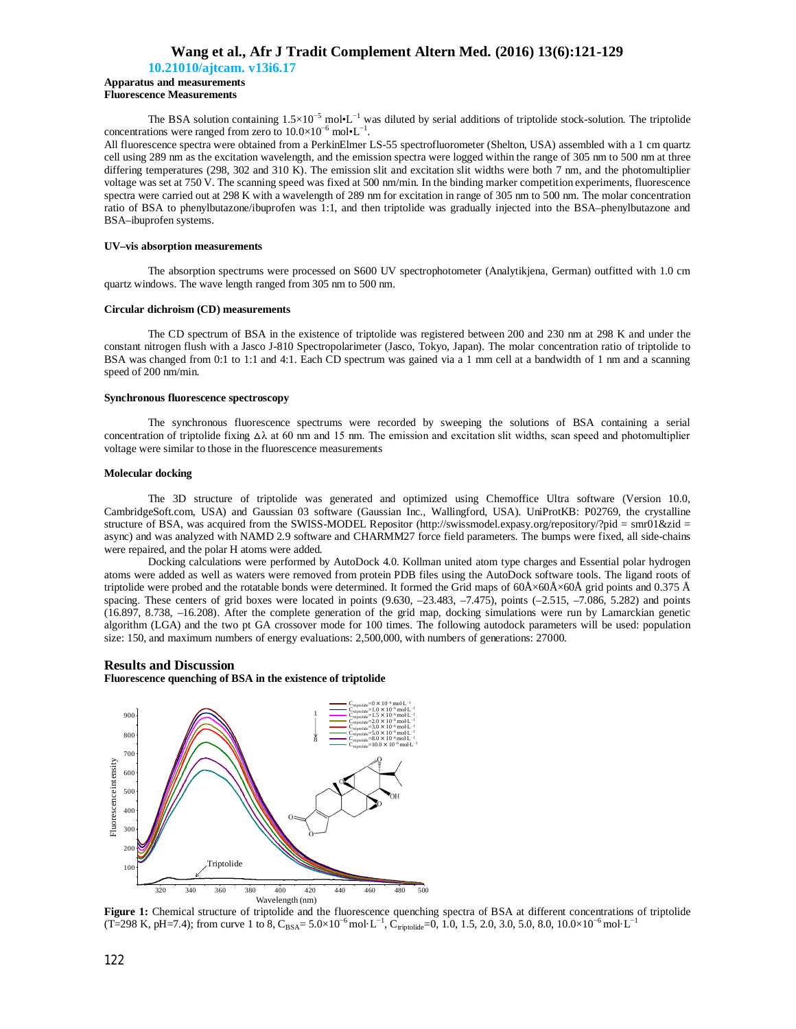**Apparatus and measurements**

**Fluorescence Measurements**

The BSA solution containing $1.5\times10^{-5}$ mol•L$^{-1}$ was diluted by serial additions of triptolide stock-solution. The triptolide concentrations were ranged from zero to $10.0\times10^{-6}$ mol•L$^{-1}$.

All fluorescence spectra were obtained from a PerkinElmer LS-55 spectrofluorometer (Shelton, USA) assembled with a 1 cm quartz cell using 289 nm as the excitation wavelength, and the emission spectra were logged within the range of 305 nm to 500 nm at three differing temperatures (298, 302 and 310 K). The emission slit and excitation slit widths were both 7 nm, and the photomultiplier voltage was set at 750 V. The scanning speed was fixed at 500 nm/min. In the binding marker competition experiments, fluorescence spectra were carried out at 298 K with a wavelength of 289 nm for excitation in range of 305 nm to 500 nm. The molar concentration ratio of BSA to phenylbutazone/ibuprofen was 1:1, and then triptolide was gradually injected into the BSA–phenylbutazone and BSA–ibuprofen systems.

**UV–vis absorption measurements**

The absorption spectrums were processed on S600 UV spectrophotometer (Analytikjena, German) outfitted with 1.0 cm quartz windows. The wave length ranged from 305 nm to 500 nm.

**Circular dichroism (CD) measurements**

The CD spectrum of BSA in the existence of triptolide was registered between 200 and 230 nm at 298 K and under the constant nitrogen flush with a Jasco J-810 Spectropolarimeter (Jasco, Tokyo, Japan). The molar concentration ratio of triptolide to BSA was changed from 0:1 to 1:1 and 4:1. Each CD spectrum was gained via a 1 mm cell at a bandwidth of 1 nm and a scanning speed of 200 nm/min.

**Synchronous fluorescence spectroscopy**

The synchronous fluorescence spectrums were recorded by sweeping the solutions of BSA containing a serial concentration of triptolide fixing $\Delta\lambda$ at 60 nm and 15 nm. The emission and excitation slit widths, scan speed and photomultiplier voltage were similar to those in the fluorescence measurements

**Molecular docking**

The 3D structure of triptolide was generated and optimized using Chemoffice Ultra software (Version 10.0, CambridgeSoft.com, USA) and Gaussian 03 software (Gaussian Inc., Wallingford, USA). UniProtKB: P02769, the crystalline structure of BSA, was acquired from the SWISS-MODEL Repositor (http://swissmodel.expasy.org/repository/?pid = smr01&zid = async) and was analyzed with NAMD 2.9 software and CHARMM27 force field parameters. The bumps were fixed, all side-chains were repaired, and the polar H atoms were added.

Docking calculations were performed by AutoDock 4.0. Kollman united atom type charges and Essential polar hydrogen atoms were added as well as waters were removed from protein PDB files using the AutoDock software tools. The ligand roots of triptolide were probed and the rotatable bonds were determined. It formed the Grid maps of 60Å×60Å×60Å grid points and 0.375 Å spacing. These centers of grid boxes were located in points (9.630, –23.483, –7.475), points (–2.515, –7.086, 5.282) and points (16.897, 8.738, –16.208). After the complete generation of the grid map, docking simulations were run by Lamarckian genetic algorithm (LGA) and the two pt GA crossover mode for 100 times. The following autodock parameters will be used: population size: 150, and maximum numbers of energy evaluations: 2,500,000, with numbers of generations: 27000.

## Results and Discussion

**Fluorescence quenching of BSA in the existence of triptolide**

**Figure 1:** Chemical structure of triptolide and the fluorescence quenching spectra of BSA at different concentrations of triptolide (T=298 K, pH=7.4); from curve 1 to 8, $C_{BSA}=5.0\times10^{-6}$ mol·L$^{-1}$, $C_{triptolide}$=0, 1.0, 1.5, 2.0, 3.0, 5.0, 8.0, $10.0\times10^{-6}$ mol·L$^{-1}$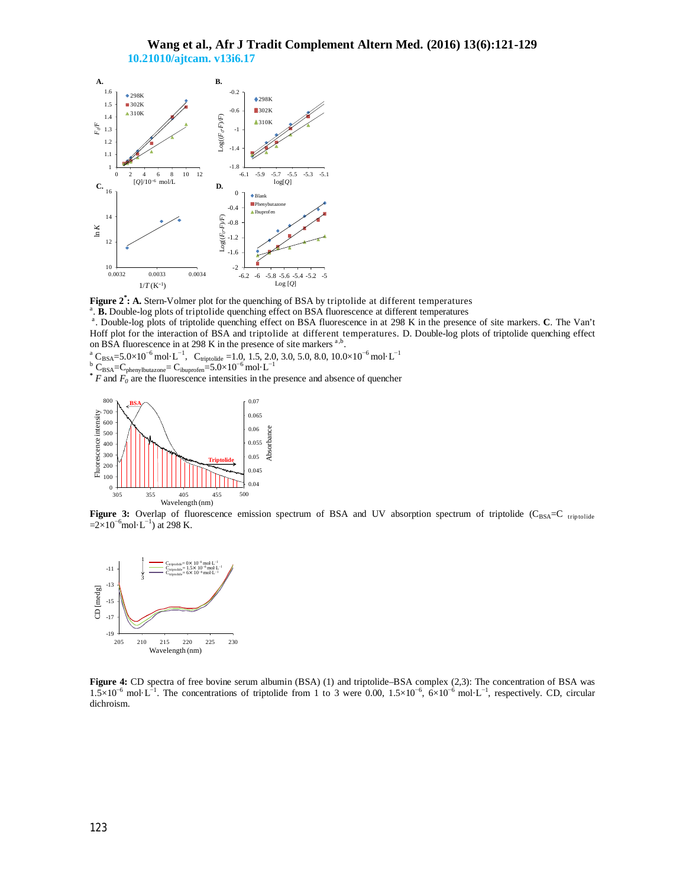**Figure 2[*]: A.** Stern-Volmer plot for the quenching of BSA by triptolide at different temperatures [a]. **B.** Double-log plots of triptolide quenching effect on BSA fluorescence at different temperatures [a]. Double-log plots of triptolide quenching effect on BSA fluorescence in at 298 K in the presence of site markers. **C**. The Van't Hoff plot for the interaction of BSA and triptolide at different temperatures. D. Double-log plots of triptolide quenching effect on BSA fluorescence in at 298 K in the presence of site markers [a,b].

[a] $C_{BSA}$=5.0×10$^{-6}$ mol·L$^{-1}$, $C_{triptolide}$ =1.0, 1.5, 2.0, 3.0, 5.0, 8.0, 10.0×10$^{-6}$ mol·L$^{-1}$

[b] $C_{BSA}$=$C_{phenylbutazone}$= $C_{ibuprofen}$=5.0×10$^{-6}$ mol·L$^{-1}$

[*] $F$ and $F_0$ are the fluorescence intensities in the presence and absence of quencher

**Figure 3:** Overlap of fluorescence emission spectrum of BSA and UV absorption spectrum of triptolide ($C_{BSA}$=$C_{triptolide}$ =2×10$^{-6}$mol·L$^{-1}$) at 298 K.

**Figure 4:** CD spectra of free bovine serum albumin (BSA) (1) and triptolide–BSA complex (2,3): The concentration of BSA was 1.5×10$^{-6}$ mol·L$^{-1}$. The concentrations of triptolide from 1 to 3 were 0.00, 1.5×10$^{-6}$, 6×10$^{-6}$ mol·L$^{-1}$, respectively. CD, circular dichroism.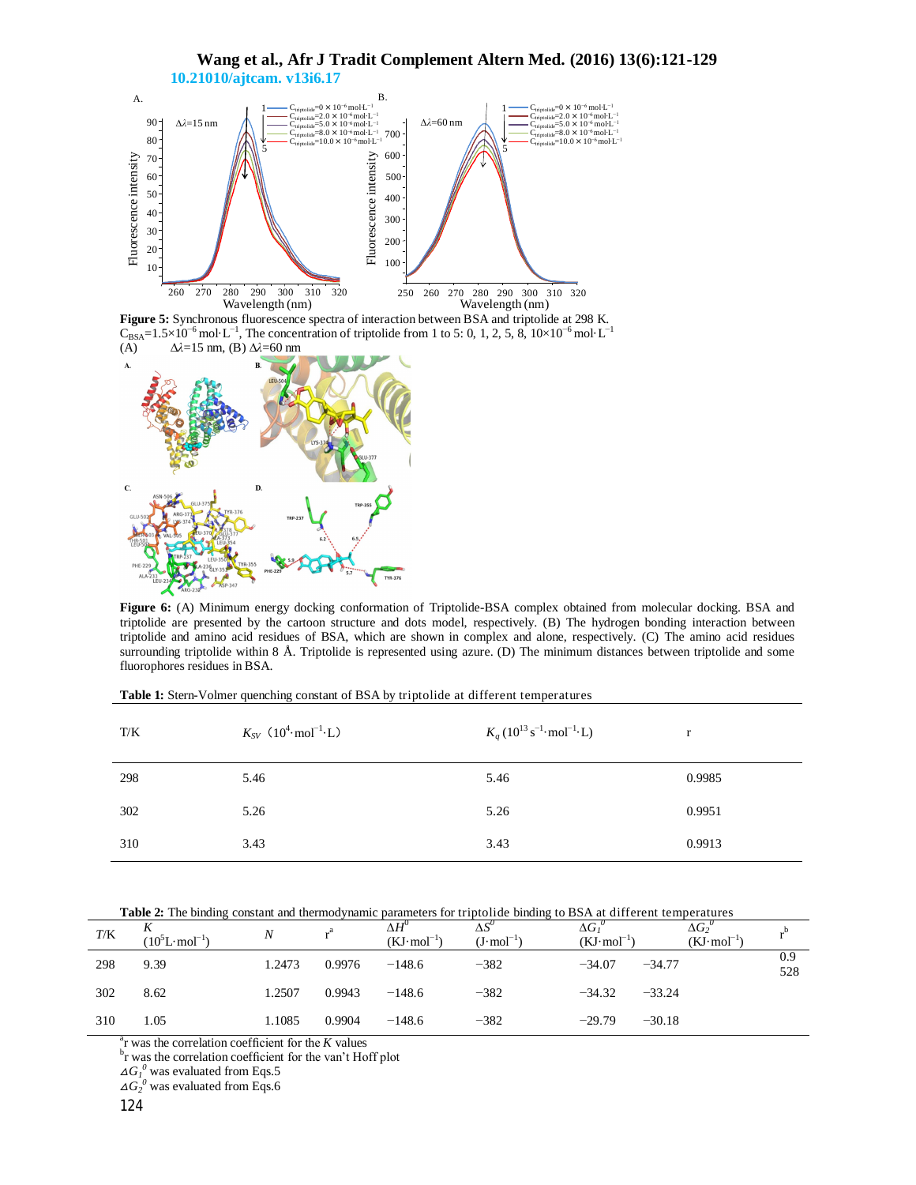**Figure 5:** Synchronous fluorescence spectra of interaction between BSA and triptolide at 298 K. $C_{BSA}$=1.5×10$^{-6}$ mol·L$^{-1}$, The concentration of triptolide from 1 to 5: 0, 1, 2, 5, 8, 10×10$^{-6}$ mol·L$^{-1}$ (A) $\Delta\lambda$=15 nm, (B) $\Delta\lambda$=60 nm

**Figure 6:** (A) Minimum energy docking conformation of Triptolide-BSA complex obtained from molecular docking. BSA and triptolide are presented by the cartoon structure and dots model, respectively. (B) The hydrogen bonding interaction between triptolide and amino acid residues of BSA, which are shown in complex and alone, respectively. (C) The amino acid residues surrounding triptolide within 8 Å. Triptolide is represented using azure. (D) The minimum distances between triptolide and some fluorophores residues in BSA.

**Table 1:** Stern-Volmer quenching constant of BSA by triptolide at different temperatures

| T/K | $K_{SV}$ ($10^4$·mol$^{-1}$·L) | $K_q$ ($10^{13}$ s$^{-1}$·mol$^{-1}$·L) | r |
|---|---|---|---|
| 298 | 5.46 | 5.46 | 0.9985 |
| 302 | 5.26 | 5.26 | 0.9951 |
| 310 | 3.43 | 3.43 | 0.9913 |

**Table 2:** The binding constant and thermodynamic parameters for triptolide binding to BSA at different temperatures

| T/K | $K$ ($10^5$L·mol$^{-1}$) | $N$ | r[a] | $\Delta H^0$ (KJ·mol$^{-1}$) | $\Delta S^0$ (J·mol$^{-1}$) | $\Delta G_1^0$ (KJ·mol$^{-1}$) | $\Delta G_2^0$ (KJ·mol$^{-1}$) | r[b] |
|---|---|---|---|---|---|---|---|---|
| 298 | 9.39 | 1.2473 | 0.9976 | −148.6 | −382 | −34.07 | −34.77 | 0.9528 |
| 302 | 8.62 | 1.2507 | 0.9943 | −148.6 | −382 | −34.32 | −33.24 | |
| 310 | 1.05 | 1.1085 | 0.9904 | −148.6 | −382 | −29.79 | −30.18 | |

[a]r was the correlation coefficient for the $K$ values
[b]r was the correlation coefficient for the van't Hoff plot
$\Delta G_1^0$ was evaluated from Eqs.5
$\Delta G_2^0$ was evaluated from Eqs.6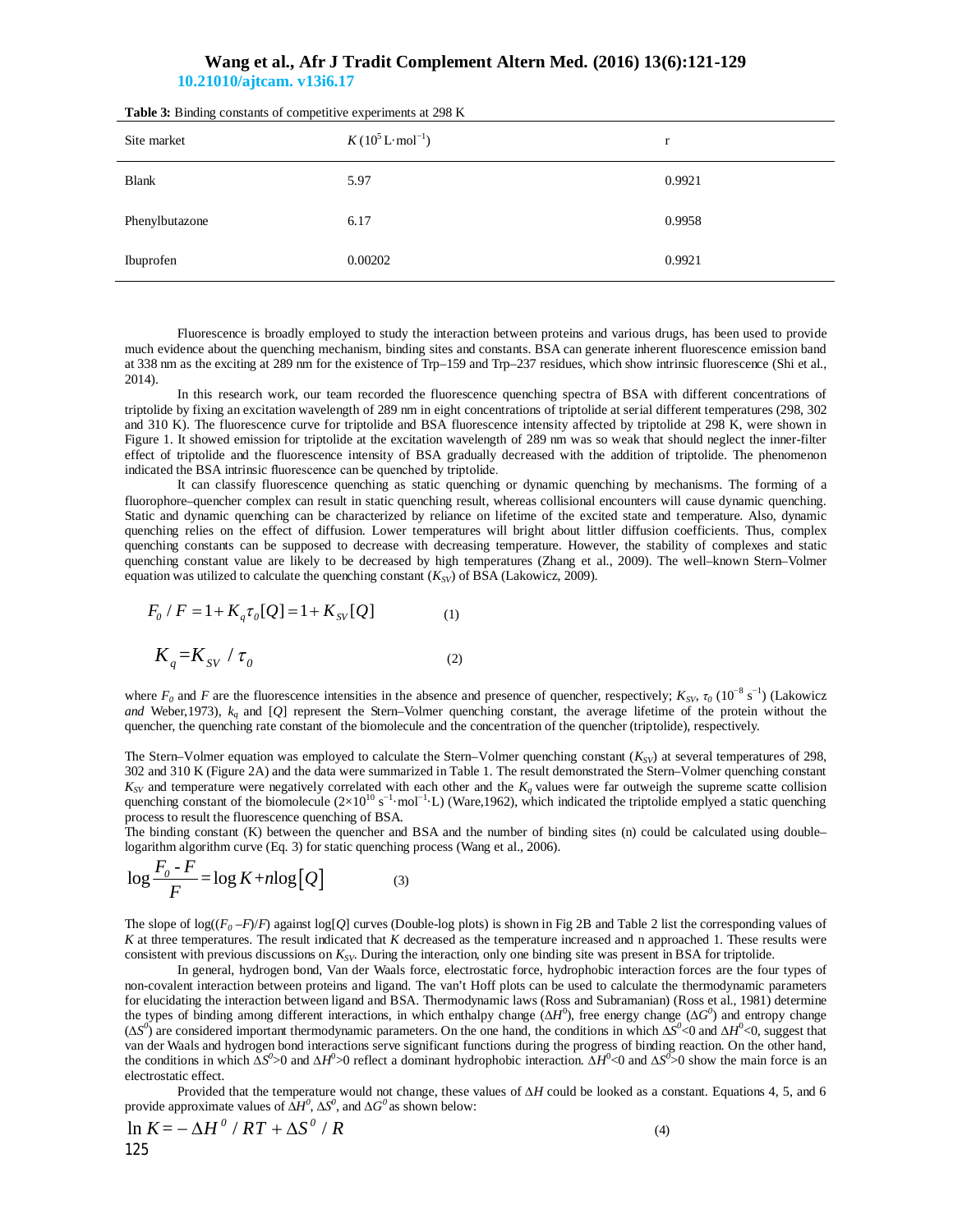**Table 3:** Binding constants of competitive experiments at 298 K

| Site market | $K$ ($10^5$ L·mol$^{-1}$) | r |
|---|---|---|
| Blank | 5.97 | 0.9921 |
| Phenylbutazone | 6.17 | 0.9958 |
| Ibuprofen | 0.00202 | 0.9921 |

Fluorescence is broadly employed to study the interaction between proteins and various drugs, has been used to provide much evidence about the quenching mechanism, binding sites and constants. BSA can generate inherent fluorescence emission band at 338 nm as the exciting at 289 nm for the existence of Trp–159 and Trp–237 residues, which show intrinsic fluorescence (Shi et al., 2014).

In this research work, our team recorded the fluorescence quenching spectra of BSA with different concentrations of triptolide by fixing an excitation wavelength of 289 nm in eight concentrations of triptolide at serial different temperatures (298, 302 and 310 K). The fluorescence curve for triptolide and BSA fluorescence intensity affected by triptolide at 298 K, were shown in Figure 1. It showed emission for triptolide at the excitation wavelength of 289 nm was so weak that should neglect the inner-filter effect of triptolide and the fluorescence intensity of BSA gradually decreased with the addition of triptolide. The phenomenon indicated the BSA intrinsic fluorescence can be quenched by triptolide.

It can classify fluorescence quenching as static quenching or dynamic quenching by mechanisms. The forming of a fluorophore–quencher complex can result in static quenching result, whereas collisional encounters will cause dynamic quenching. Static and dynamic quenching can be characterized by reliance on lifetime of the excited state and temperature. Also, dynamic quenching relies on the effect of diffusion. Lower temperatures will bright about littler diffusion coefficients. Thus, complex quenching constants can be supposed to decrease with decreasing temperature. However, the stability of complexes and static quenching constant value are likely to be decreased by high temperatures (Zhang et al., 2009). The well–known Stern–Volmer equation was utilized to calculate the quenching constant ($K_{SV}$) of BSA (Lakowicz, 2009).

$$F_0 / F = 1 + K_q \tau_0 [Q] = 1 + K_{SV} [Q] \quad (1)$$

$$K_q = K_{SV} / \tau_0 \quad (2)$$

where $F_0$ and $F$ are the fluorescence intensities in the absence and presence of quencher, respectively; $K_{SV}$, $\tau_0$ ($10^{-8}$ s$^{-1}$) (Lakowicz *and* Weber,1973), $k_q$ and $[Q]$ represent the Stern–Volmer quenching constant, the average lifetime of the protein without the quencher, the quenching rate constant of the biomolecule and the concentration of the quencher (triptolide), respectively.

The Stern–Volmer equation was employed to calculate the Stern–Volmer quenching constant ($K_{SV}$) at several temperatures of 298, 302 and 310 K (Figure 2A) and the data were summarized in Table 1. The result demonstrated the Stern–Volmer quenching constant $K_{SV}$ and temperature were negatively correlated with each other and the $K_q$ values were far outweigh the supreme scatte collision quenching constant of the biomolecule ($2\times10^{10}$ s$^{-1}$·mol$^{-1}$·L) (Ware,1962), which indicated the triptolide emplyed a static quenching process to result the fluorescence quenching of BSA.

The binding constant (K) between the quencher and BSA and the number of binding sites (n) could be calculated using double–logarithm algorithm curve (Eq. 3) for static quenching process (Wang et al., 2006).

$$\log \frac{F_0 - F}{F} = \log K + n \log [Q] \quad (3)$$

The slope of $\log((F_0 - F)/F)$ against $\log[Q]$ curves (Double-log plots) is shown in Fig 2B and Table 2 list the corresponding values of $K$ at three temperatures. The result indicated that $K$ decreased as the temperature increased and n approached 1. These results were consistent with previous discussions on $K_{SV}$. During the interaction, only one binding site was present in BSA for triptolide.

In general, hydrogen bond, Van der Waals force, electrostatic force, hydrophobic interaction forces are the four types of non-covalent interaction between proteins and ligand. The van't Hoff plots can be used to calculate the thermodynamic parameters for elucidating the interaction between ligand and BSA. Thermodynamic laws (Ross and Subramanian) (Ross et al., 1981) determine the types of binding among different interactions, in which enthalpy change ($\Delta H^0$), free energy change ($\Delta G^0$) and entropy change ($\Delta S^0$) are considered important thermodynamic parameters. On the one hand, the conditions in which $\Delta S^0<0$ and $\Delta H^0<0$, suggest that van der Waals and hydrogen bond interactions serve significant functions during the progress of binding reaction. On the other hand, the conditions in which $\Delta S^0>0$ and $\Delta H^0>0$ reflect a dominant hydrophobic interaction. $\Delta H^0<0$ and $\Delta S^0>0$ show the main force is an electrostatic effect.

Provided that the temperature would not change, these values of $\Delta H$ could be looked as a constant. Equations 4, 5, and 6 provide approximate values of $\Delta H^0$, $\Delta S^0$, and $\Delta G^0$ as shown below:

$$\ln K = -\Delta H^0 / RT + \Delta S^0 / R \quad (4)$$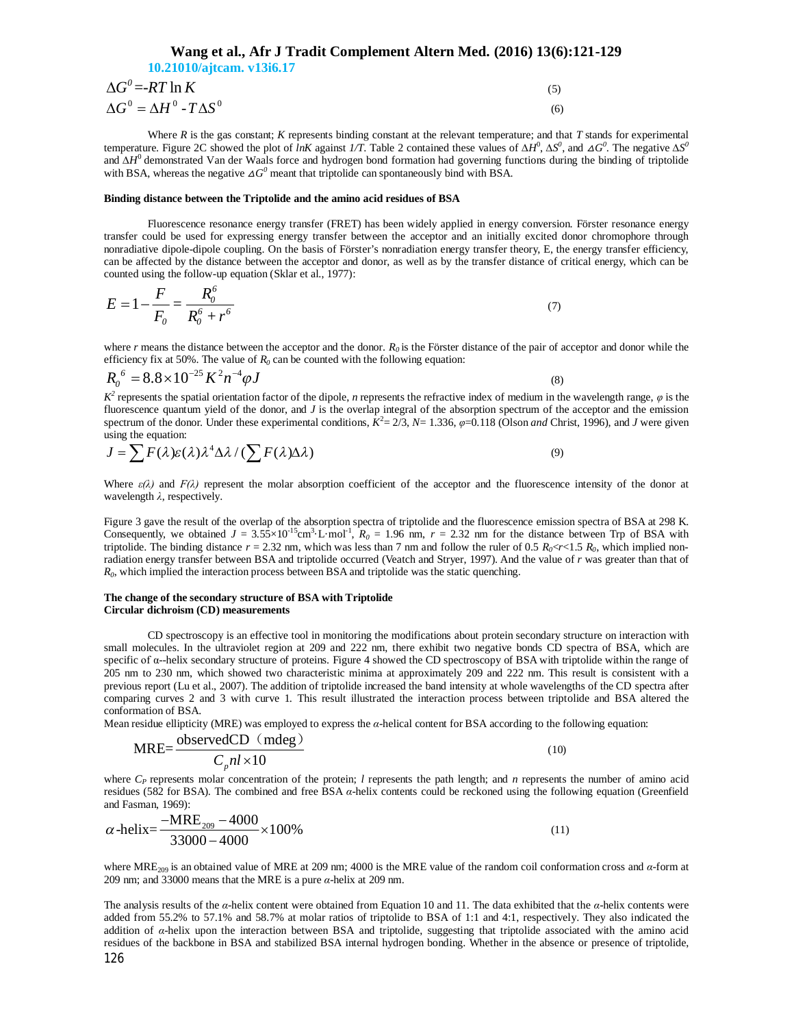$$\Delta G^0 = -RT\ln K \tag{5}$$

$$\Delta G^0 = \Delta H^0 - T\Delta S^0 \tag{6}$$

Where $R$ is the gas constant; $K$ represents binding constant at the relevant temperature; and that $T$ stands for experimental temperature. Figure 2C showed the plot of $lnK$ against $1/T$. Table 2 contained these values of $\Delta H^0$, $\Delta S^0$, and $\Delta G^0$. The negative $\Delta S^0$ and $\Delta H^0$ demonstrated Van der Waals force and hydrogen bond formation had governing functions during the binding of triptolide with BSA, whereas the negative $\Delta G^0$ meant that triptolide can spontaneously bind with BSA.

**Binding distance between the Triptolide and the amino acid residues of BSA**

Fluorescence resonance energy transfer (FRET) has been widely applied in energy conversion. Förster resonance energy transfer could be used for expressing energy transfer between the acceptor and an initially excited donor chromophore through nonradiative dipole-dipole coupling. On the basis of Förster's nonradiation energy transfer theory, E, the energy transfer efficiency, can be affected by the distance between the acceptor and donor, as well as by the transfer distance of critical energy, which can be counted using the follow-up equation (Sklar et al., 1977):

$$E = 1 - \frac{F}{F_0} = \frac{R_0^6}{R_0^6 + r^6} \tag{7}$$

where $r$ means the distance between the acceptor and the donor. $R_0$ is the Förster distance of the pair of acceptor and donor while the efficiency fix at 50%. The value of $R_0$ can be counted with the following equation:

$$R_0^{\,6} = 8.8\times10^{-25}K^2n^{-4}\varphi J \tag{8}$$

$K^2$ represents the spatial orientation factor of the dipole, $n$ represents the refractive index of medium in the wavelength range, $\varphi$ is the fluorescence quantum yield of the donor, and $J$ is the overlap integral of the absorption spectrum of the acceptor and the emission spectrum of the donor. Under these experimental conditions, $K^2$= 2/3, $N$= 1.336, $\varphi$=0.118 (Olson *and* Christ, 1996), and $J$ were given using the equation:

$$J = \sum F(\lambda)\varepsilon(\lambda)\lambda^4\Delta\lambda / \left(\sum F(\lambda)\Delta\lambda\right) \tag{9}$$

Where $\varepsilon(\lambda)$ and $F(\lambda)$ represent the molar absorption coefficient of the acceptor and the fluorescence intensity of the donor at wavelength $\lambda$, respectively.

Figure 3 gave the result of the overlap of the absorption spectra of triptolide and the fluorescence emission spectra of BSA at 298 K. Consequently, we obtained $J$ = $3.55\times10^{-15}$cm$^3$·L·mol$^{-1}$, $R_0$ = 1.96 nm, $r$ = 2.32 nm for the distance between Trp of BSA with triptolide. The binding distance $r$ = 2.32 nm, which was less than 7 nm and follow the ruler of 0.5 $R_0$<$r$<1.5 $R_0$, which implied non-radiation energy transfer between BSA and triptolide occurred (Veatch and Stryer, 1997). And the value of $r$ was greater than that of $R_0$, which implied the interaction process between BSA and triptolide was the static quenching.

**The change of the secondary structure of BSA with Triptolide**
**Circular dichroism (CD) measurements**

CD spectroscopy is an effective tool in monitoring the modifications about protein secondary structure on interaction with small molecules. In the ultraviolet region at 209 and 222 nm, there exhibit two negative bonds CD spectra of BSA, which are specific of α--helix secondary structure of proteins. Figure 4 showed the CD spectroscopy of BSA with triptolide within the range of 205 nm to 230 nm, which showed two characteristic minima at approximately 209 and 222 nm. This result is consistent with a previous report (Lu et al., 2007). The addition of triptolide increased the band intensity at whole wavelengths of the CD spectra after comparing curves 2 and 3 with curve 1. This result illustrated the interaction process between triptolide and BSA altered the conformation of BSA.
Mean residue ellipticity (MRE) was employed to express the $\alpha$-helical content for BSA according to the following equation:

$$\text{MRE} = \frac{\text{observedCD（mdeg）}}{C_p nl \times 10} \tag{10}$$

where $C_P$ represents molar concentration of the protein; $l$ represents the path length; and $n$ represents the number of amino acid residues (582 for BSA). The combined and free BSA $\alpha$-helix contents could be reckoned using the following equation (Greenfield and Fasman, 1969):

$$\alpha\text{-helix} = \frac{-\text{MRE}_{209} - 4000}{33000 - 4000} \times 100\% \tag{11}$$

where $\text{MRE}_{209}$ is an obtained value of MRE at 209 nm; 4000 is the MRE value of the random coil conformation cross and $\alpha$-form at 209 nm; and 33000 means that the MRE is a pure $\alpha$-helix at 209 nm.

The analysis results of the $\alpha$-helix content were obtained from Equation 10 and 11. The data exhibited that the $\alpha$-helix contents were added from 55.2% to 57.1% and 58.7% at molar ratios of triptolide to BSA of 1:1 and 4:1, respectively. They also indicated the addition of $\alpha$-helix upon the interaction between BSA and triptolide, suggesting that triptolide associated with the amino acid residues of the backbone in BSA and stabilized BSA internal hydrogen bonding. Whether in the absence or presence of triptolide,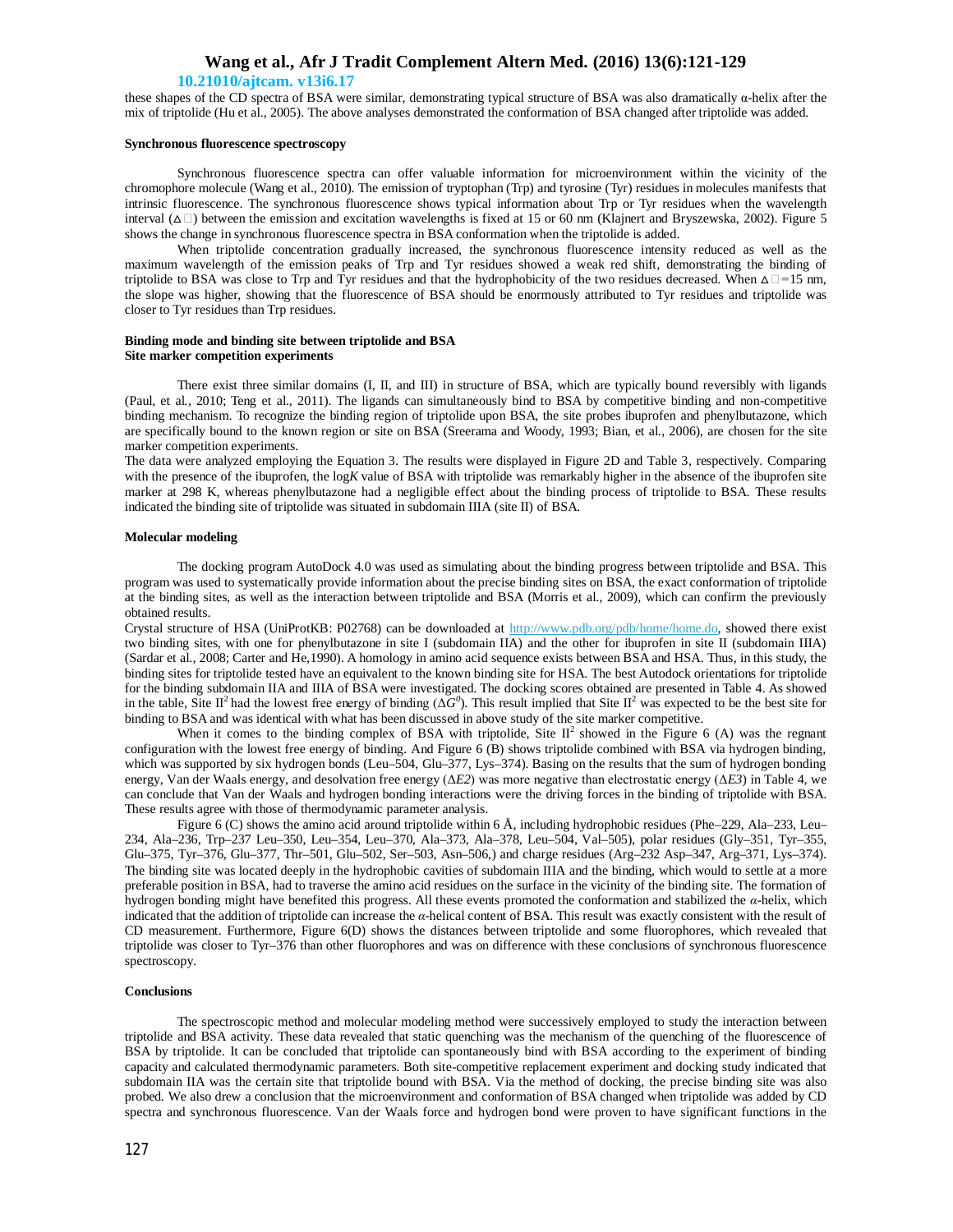these shapes of the CD spectra of BSA were similar, demonstrating typical structure of BSA was also dramatically α-helix after the mix of triptolide (Hu et al., 2005). The above analyses demonstrated the conformation of BSA changed after triptolide was added.

### Synchronous fluorescence spectroscopy

Synchronous fluorescence spectra can offer valuable information for microenvironment within the vicinity of the chromophore molecule (Wang et al., 2010). The emission of tryptophan (Trp) and tyrosine (Tyr) residues in molecules manifests that intrinsic fluorescence. The synchronous fluorescence shows typical information about Trp or Tyr residues when the wavelength interval (Δ□) between the emission and excitation wavelengths is fixed at 15 or 60 nm (Klajnert and Bryszewska, 2002). Figure 5 shows the change in synchronous fluorescence spectra in BSA conformation when the triptolide is added.

When triptolide concentration gradually increased, the synchronous fluorescence intensity reduced as well as the maximum wavelength of the emission peaks of Trp and Tyr residues showed a weak red shift, demonstrating the binding of triptolide to BSA was close to Trp and Tyr residues and that the hydrophobicity of the two residues decreased. When Δ□=15 nm, the slope was higher, showing that the fluorescence of BSA should be enormously attributed to Tyr residues and triptolide was closer to Tyr residues than Trp residues.

### Binding mode and binding site between triptolide and BSA
### Site marker competition experiments

There exist three similar domains (I, II, and III) in structure of BSA, which are typically bound reversibly with ligands (Paul, et al., 2010; Teng et al., 2011). The ligands can simultaneously bind to BSA by competitive binding and non-competitive binding mechanism. To recognize the binding region of triptolide upon BSA, the site probes ibuprofen and phenylbutazone, which are specifically bound to the known region or site on BSA (Sreerama and Woody, 1993; Bian, et al., 2006), are chosen for the site marker competition experiments.

The data were analyzed employing the Equation 3. The results were displayed in Figure 2D and Table 3, respectively. Comparing with the presence of the ibuprofen, the log*K* value of BSA with triptolide was remarkably higher in the absence of the ibuprofen site marker at 298 K, whereas phenylbutazone had a negligible effect about the binding process of triptolide to BSA. These results indicated the binding site of triptolide was situated in subdomain IIIA (site II) of BSA.

### Molecular modeling

The docking program AutoDock 4.0 was used as simulating about the binding progress between triptolide and BSA. This program was used to systematically provide information about the precise binding sites on BSA, the exact conformation of triptolide at the binding sites, as well as the interaction between triptolide and BSA (Morris et al., 2009), which can confirm the previously obtained results.

Crystal structure of HSA (UniProtKB: P02768) can be downloaded at http://www.pdb.org/pdb/home/home.do, showed there exist two binding sites, with one for phenylbutazone in site I (subdomain IIA) and the other for ibuprofen in site II (subdomain IIIA) (Sardar et al., 2008; Carter and He,1990). A homology in amino acid sequence exists between BSA and HSA. Thus, in this study, the binding sites for triptolide tested have an equivalent to the known binding site for HSA. The best Autodock orientations for triptolide for the binding subdomain IIA and IIIA of BSA were investigated. The docking scores obtained are presented in Table 4. As showed in the table, Site II$^2$ had the lowest free energy of binding ($\Delta G^0$). This result implied that Site II$^2$ was expected to be the best site for binding to BSA and was identical with what has been discussed in above study of the site marker competitive.

When it comes to the binding complex of BSA with triptolide, Site II$^2$ showed in the Figure 6 (A) was the regnant configuration with the lowest free energy of binding. And Figure 6 (B) shows triptolide combined with BSA via hydrogen binding, which was supported by six hydrogen bonds (Leu–504, Glu–377, Lys–374). Basing on the results that the sum of hydrogen bonding energy, Van der Waals energy, and desolvation free energy ($\Delta E2$) was more negative than electrostatic energy ($\Delta E3$) in Table 4, we can conclude that Van der Waals and hydrogen bonding interactions were the driving forces in the binding of triptolide with BSA. These results agree with those of thermodynamic parameter analysis.

Figure 6 (C) shows the amino acid around triptolide within 6 Å, including hydrophobic residues (Phe–229, Ala–233, Leu–234, Ala–236, Trp–237 Leu–350, Leu–354, Leu–370, Ala–373, Ala–378, Leu–504, Val–505), polar residues (Gly–351, Tyr–355, Glu–375, Tyr–376, Glu–377, Thr–501, Glu–502, Ser–503, Asn–506,) and charge residues (Arg–232 Asp–347, Arg–371, Lys–374). The binding site was located deeply in the hydrophobic cavities of subdomain IIIA and the binding, which would to settle at a more preferable position in BSA, had to traverse the amino acid residues on the surface in the vicinity of the binding site. The formation of hydrogen bonding might have benefited this progress. All these events promoted the conformation and stabilized the *α*-helix, which indicated that the addition of triptolide can increase the *α*-helical content of BSA. This result was exactly consistent with the result of CD measurement. Furthermore, Figure 6(D) shows the distances between triptolide and some fluorophores, which revealed that triptolide was closer to Tyr–376 than other fluorophores and was on difference with these conclusions of synchronous fluorescence spectroscopy.

### Conclusions

The spectroscopic method and molecular modeling method were successively employed to study the interaction between triptolide and BSA activity. These data revealed that static quenching was the mechanism of the quenching of the fluorescence of BSA by triptolide. It can be concluded that triptolide can spontaneously bind with BSA according to the experiment of binding capacity and calculated thermodynamic parameters. Both site-competitive replacement experiment and docking study indicated that subdomain IIA was the certain site that triptolide bound with BSA. Via the method of docking, the precise binding site was also probed. We also drew a conclusion that the microenvironment and conformation of BSA changed when triptolide was added by CD spectra and synchronous fluorescence. Van der Waals force and hydrogen bond were proven to have significant functions in the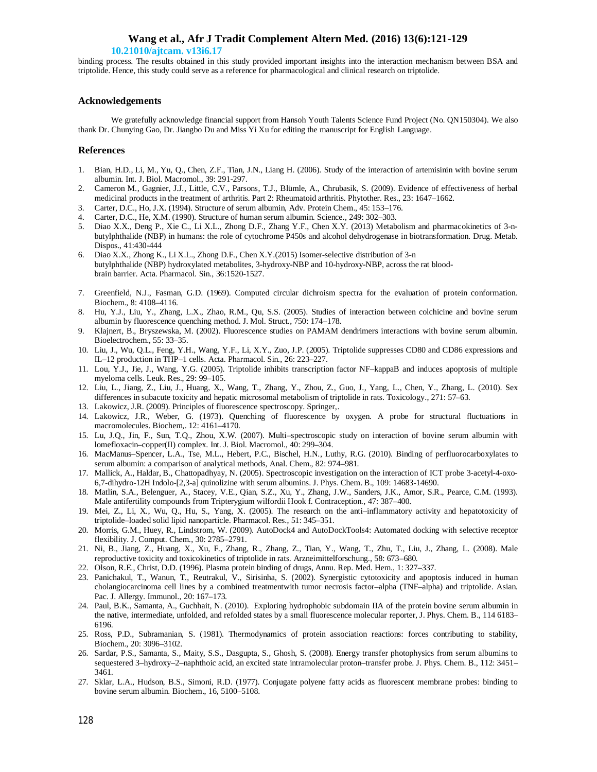binding process. The results obtained in this study provided important insights into the interaction mechanism between BSA and triptolide. Hence, this study could serve as a reference for pharmacological and clinical research on triptolide.

## Acknowledgements

We gratefully acknowledge financial support from Hansoh Youth Talents Science Fund Project (No. QN150304). We also thank Dr. Chunying Gao, Dr. Jiangbo Du and Miss Yi Xu for editing the manuscript for English Language.

## References

1. Bian, H.D., Li, M., Yu, Q., Chen, Z.F., Tian, J.N., Liang H. (2006). Study of the interaction of artemisinin with bovine serum albumin. Int. J. Biol. Macromol., 39: 291-297.
2. Cameron M., Gagnier, J.J., Little, C.V., Parsons, T.J., Blümle, A., Chrubasik, S. (2009). Evidence of effectiveness of herbal medicinal products in the treatment of arthritis. Part 2: Rheumatoid arthritis. Phytother. Res., 23: 1647–1662.
3. Carter, D.C., Ho, J.X. (1994). Structure of serum albumin, Adv. Protein Chem., 45: 153–176.
4. Carter, D.C., He, X.M. (1990). Structure of human serum albumin. Science., 249: 302–303.
5. Diao X.X., Deng P., Xie C., Li X.L., Zhong D.F., Zhang Y.F., Chen X.Y. (2013) Metabolism and pharmacokinetics of 3-n-butylphthalide (NBP) in humans: the role of cytochrome P450s and alcohol dehydrogenase in biotransformation. Drug. Metab. Dispos., 41:430-444
6. Diao X.X., Zhong K., Li X.L., Zhong D.F., Chen X.Y.(2015) Isomer-selective distribution of 3-n butylphthalide (NBP) hydroxylated metabolites, 3-hydroxy-NBP and 10-hydroxy-NBP, across the rat blood-brain barrier. Acta. Pharmacol. Sin., 36:1520-1527.
7. Greenfield, N.J., Fasman, G.D. (1969). Computed circular dichroism spectra for the evaluation of protein conformation. Biochem., 8: 4108–4116.
8. Hu, Y.J., Liu, Y., Zhang, L.X., Zhao, R.M., Qu, S.S. (2005). Studies of interaction between colchicine and bovine serum albumin by fluorescence quenching method. J. Mol. Struct., 750: 174–178.
9. Klajnert, B., Bryszewska, M. (2002). Fluorescence studies on PAMAM dendrimers interactions with bovine serum albumin. Bioelectrochem., 55: 33–35.
10. Liu, J., Wu, Q.L., Feng, Y.H., Wang, Y.F., Li, X.Y., Zuo, J.P. (2005). Triptolide suppresses CD80 and CD86 expressions and IL–12 production in THP–1 cells. Acta. Pharmacol. Sin., 26: 223–227.
11. Lou, Y.J., Jie, J., Wang, Y.G. (2005). Triptolide inhibits transcription factor NF–kappaB and induces apoptosis of multiple myeloma cells. Leuk. Res., 29: 99–105.
12. Liu, L., Jiang, Z., Liu, J., Huang, X., Wang, T., Zhang, Y., Zhou, Z., Guo, J., Yang, L., Chen, Y., Zhang, L. (2010). Sex differences in subacute toxicity and hepatic microsomal metabolism of triptolide in rats. Toxicology., 271: 57–63.
13. Lakowicz, J.R. (2009). Principles of fluorescence spectroscopy. Springer,.
14. Lakowicz, J.R., Weber, G. (1973). Quenching of fluorescence by oxygen. A probe for structural fluctuations in macromolecules. Biochem,. 12: 4161–4170.
15. Lu, J.Q., Jin, F., Sun, T.Q., Zhou, X.W. (2007). Multi–spectroscopic study on interaction of bovine serum albumin with lomefloxacin–copper(II) complex. Int. J. Biol. Macromol., 40: 299–304.
16. MacManus–Spencer, L.A., Tse, M.L., Hebert, P.C., Bischel, H.N., Luthy, R.G. (2010). Binding of perfluorocarboxylates to serum albumin: a comparison of analytical methods, Anal. Chem., 82: 974–981.
17. Mallick, A., Haldar, B., Chattopadhyay, N. (2005). Spectroscopic investigation on the interaction of ICT probe 3-acetyl-4-oxo-6,7-dihydro-12H Indolo-[2,3-a] quinolizine with serum albumins. J. Phys. Chem. B., 109: 14683-14690.
18. Matlin, S.A., Belenguer, A., Stacey, V.E., Qian, S.Z., Xu, Y., Zhang, J.W., Sanders, J.K., Amor, S.R., Pearce, C.M. (1993). Male antifertility compounds from Tripterygium wilfordii Hook f. Contraception., 47: 387–400.
19. Mei, Z., Li, X., Wu, Q., Hu, S., Yang, X. (2005). The research on the anti–inflammatory activity and hepatotoxicity of triptolide–loaded solid lipid nanoparticle. Pharmacol. Res., 51: 345–351.
20. Morris, G.M., Huey, R., Lindstrom, W. (2009). AutoDock4 and AutoDockTools4: Automated docking with selective receptor flexibility. J. Comput. Chem., 30: 2785–2791.
21. Ni, B., Jiang, Z., Huang, X., Xu, F., Zhang, R., Zhang, Z., Tian, Y., Wang, T., Zhu, T., Liu, J., Zhang, L. (2008). Male reproductive toxicity and toxicokinetics of triptolide in rats. Arzneimittelforschung., 58: 673–680.
22. Olson, R.E., Christ, D.D. (1996). Plasma protein binding of drugs, Annu. Rep. Med. Hem., 1: 327–337.
23. Panichakul, T., Wanun, T., Reutrakul, V., Sirisinha, S. (2002). Synergistic cytotoxicity and apoptosis induced in human cholangiocarcinoma cell lines by a combined treatmentwith tumor necrosis factor–alpha (TNF–alpha) and triptolide. Asian. Pac. J. Allergy. Immunol., 20: 167–173.
24. Paul, B.K., Samanta, A., Guchhait, N. (2010). Exploring hydrophobic subdomain IIA of the protein bovine serum albumin in the native, intermediate, unfolded, and refolded states by a small fluorescence molecular reporter, J. Phys. Chem. B., 114 6183–6196.
25. Ross, P.D., Subramanian, S. (1981). Thermodynamics of protein association reactions: forces contributing to stability, Biochem., 20: 3096–3102.
26. Sardar, P.S., Samanta, S., Maity, S.S., Dasgupta, S., Ghosh, S. (2008). Energy transfer photophysics from serum albumins to sequestered 3–hydroxy–2–naphthoic acid, an excited state intramolecular proton–transfer probe. J. Phys. Chem. B., 112: 3451–3461.
27. Sklar, L.A., Hudson, B.S., Simoni, R.D. (1977). Conjugate polyene fatty acids as fluorescent membrane probes: binding to bovine serum albumin. Biochem., 16, 5100–5108.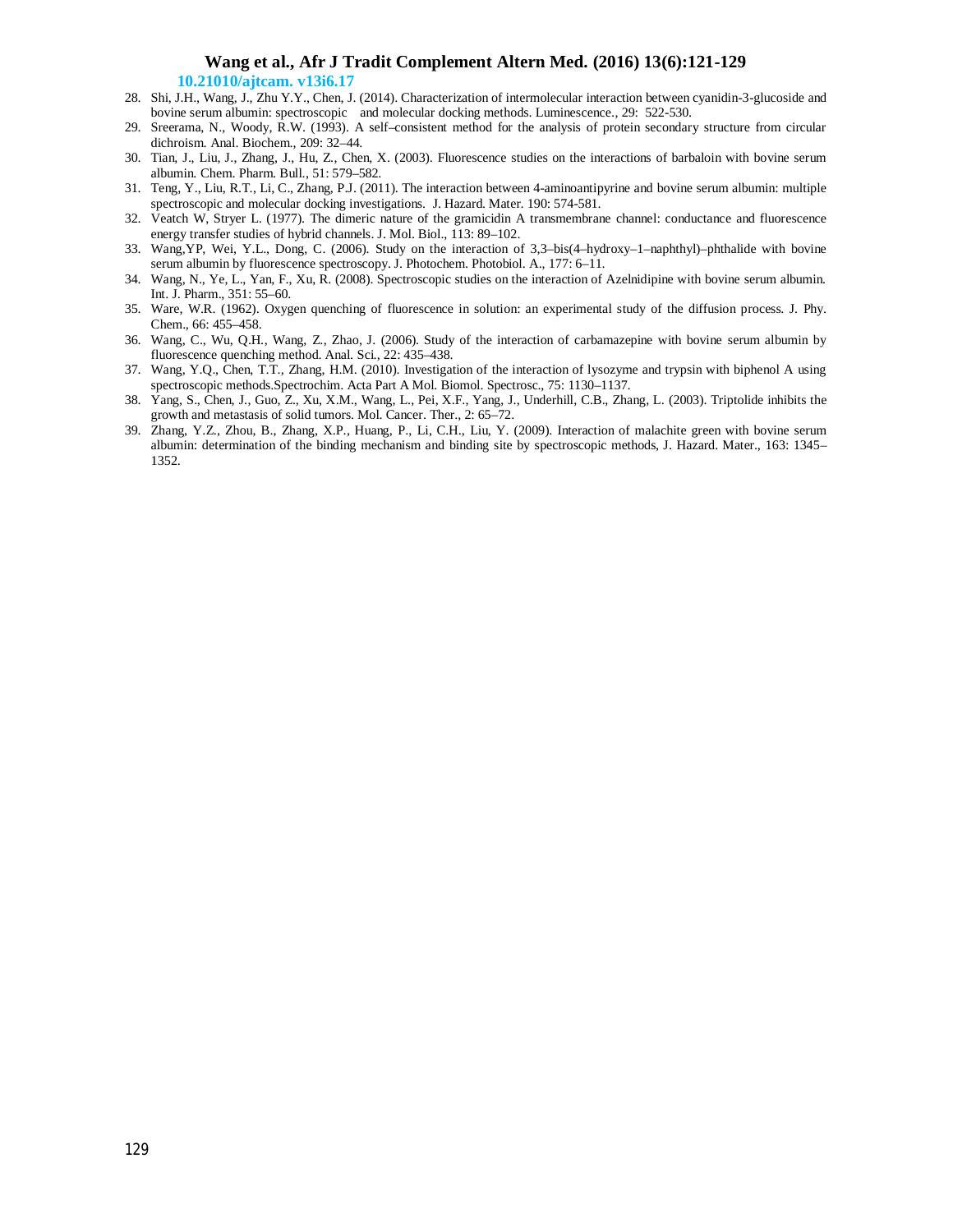28. Shi, J.H., Wang, J., Zhu Y.Y., Chen, J. (2014). Characterization of intermolecular interaction between cyanidin-3-glucoside and bovine serum albumin: spectroscopic and molecular docking methods. Luminescence., 29: 522-530.
29. Sreerama, N., Woody, R.W. (1993). A self–consistent method for the analysis of protein secondary structure from circular dichroism. Anal. Biochem., 209: 32–44.
30. Tian, J., Liu, J., Zhang, J., Hu, Z., Chen, X. (2003). Fluorescence studies on the interactions of barbaloin with bovine serum albumin. Chem. Pharm. Bull., 51: 579–582.
31. Teng, Y., Liu, R.T., Li, C., Zhang, P.J. (2011). The interaction between 4-aminoantipyrine and bovine serum albumin: multiple spectroscopic and molecular docking investigations. J. Hazard. Mater. 190: 574-581.
32. Veatch W, Stryer L. (1977). The dimeric nature of the gramicidin A transmembrane channel: conductance and fluorescence energy transfer studies of hybrid channels. J. Mol. Biol., 113: 89–102.
33. Wang,YP, Wei, Y.L., Dong, C. (2006). Study on the interaction of 3,3–bis(4–hydroxy–1–naphthyl)–phthalide with bovine serum albumin by fluorescence spectroscopy. J. Photochem. Photobiol. A., 177: 6–11.
34. Wang, N., Ye, L., Yan, F., Xu, R. (2008). Spectroscopic studies on the interaction of Azelnidipine with bovine serum albumin. Int. J. Pharm., 351: 55–60.
35. Ware, W.R. (1962). Oxygen quenching of fluorescence in solution: an experimental study of the diffusion process. J. Phy. Chem., 66: 455–458.
36. Wang, C., Wu, Q.H., Wang, Z., Zhao, J. (2006). Study of the interaction of carbamazepine with bovine serum albumin by fluorescence quenching method. Anal. Sci., 22: 435–438.
37. Wang, Y.Q., Chen, T.T., Zhang, H.M. (2010). Investigation of the interaction of lysozyme and trypsin with biphenol A using spectroscopic methods.Spectrochim. Acta Part A Mol. Biomol. Spectrosc., 75: 1130–1137.
38. Yang, S., Chen, J., Guo, Z., Xu, X.M., Wang, L., Pei, X.F., Yang, J., Underhill, C.B., Zhang, L. (2003). Triptolide inhibits the growth and metastasis of solid tumors. Mol. Cancer. Ther., 2: 65–72.
39. Zhang, Y.Z., Zhou, B., Zhang, X.P., Huang, P., Li, C.H., Liu, Y. (2009). Interaction of malachite green with bovine serum albumin: determination of the binding mechanism and binding site by spectroscopic methods, J. Hazard. Mater., 163: 1345–1352.